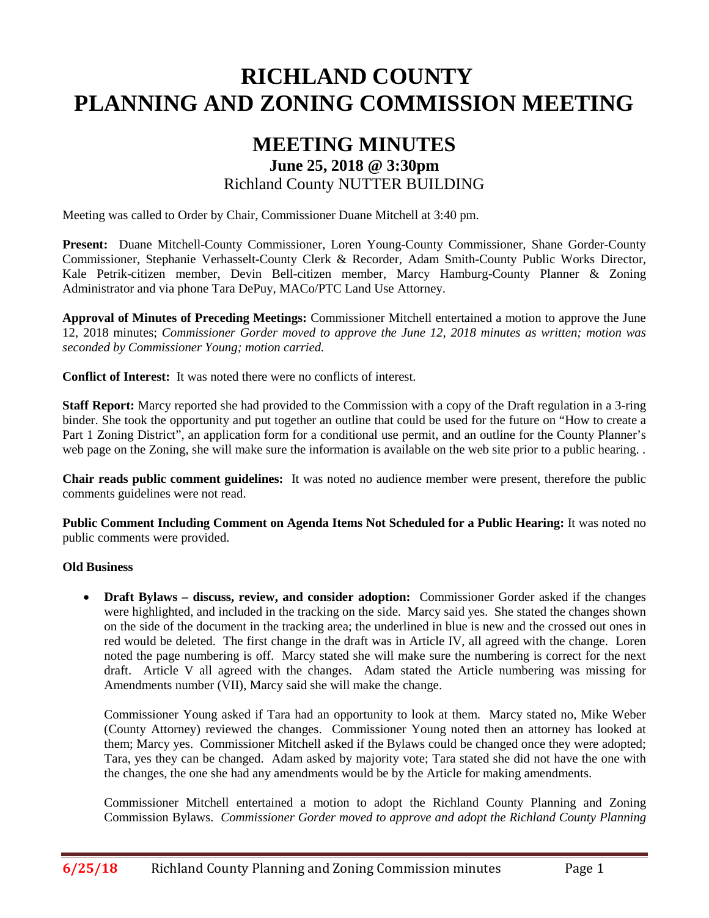# RICHLAND COUNTY PLANNING AND ZONING COMMISSION MEETING

## MEETING MINUTES

### June 25, 2018 @ 3:30pm

Richland County NUTTER BUILDING

Meeting was called to Order by Chair, Commissioner Duane Mitchell at 3:40 pm.

**Present:** Duane Mitchell-County Commissioner, Loren Young-County Commissioner, Shane Gorder-County Commissioner, Stephanie Verhasselt-County Clerk & Recorder, Adam Smith-County Public Works Director, Kale Petrik-citizen member, Devin Bell-citizen member, Marcy Hamburg-County Planner & Zoning Administrator and via phone Tara DePuy, MACo/PTC Land Use Attorney.

**Approval of Minutes of Preceding Meetings:** Commissioner Mitchell entertained a motion to approve the June 12, 2018 minutes; *Commissioner Gorder moved to approve the June 12, 2018 minutes as written; motion was seconded by Commissioner Young; motion carried.*

**Conflict of Interest:** It was noted there were no conflicts of interest.

**Staff Report:** Marcy reported she had provided to the Commission with a copy of the Draft regulation in a 3-ring binder. She took the opportunity and put together an outline that could be used for the future on "How to create a Part 1 Zoning District", an application form for a conditional use permit, and an outline for the County Planner's web page on the Zoning, she will make sure the information is available on the web site prior to a public hearing. .

**Chair reads public comment guidelines:** It was noted no audience member were present, therefore the public comments guidelines were not read.

**Public Comment Including Comment on Agenda Items Not Scheduled for a Public Hearing:** It was noted no public comments were provided.

**Old Business**

- **Draft Bylaws – discuss, review, and consider adoption:** Commissioner Gorder asked if the changes were highlighted, and included in the tracking on the side. Marcy said yes. She stated the changes shown on the side of the document in the tracking area; the underlined in blue is new and the crossed out ones in red would be deleted. The first change in the draft was in Article IV, all agreed with the change. Loren noted the page numbering is off. Marcy stated she will make sure the numbering is correct for the next draft. Article V all agreed with the changes. Adam stated the Article numbering was missing for Amendments number (VII), Marcy said she will make the change.

  Commissioner Young asked if Tara had an opportunity to look at them. Marcy stated no, Mike Weber (County Attorney) reviewed the changes. Commissioner Young noted then an attorney has looked at them; Marcy yes. Commissioner Mitchell asked if the Bylaws could be changed once they were adopted; Tara, yes they can be changed. Adam asked by majority vote; Tara stated she did not have the one with the changes, the one she had any amendments would be by the Article for making amendments.

  Commissioner Mitchell entertained a motion to adopt the Richland County Planning and Zoning Commission Bylaws. *Commissioner Gorder moved to approve and adopt the Richland County Planning*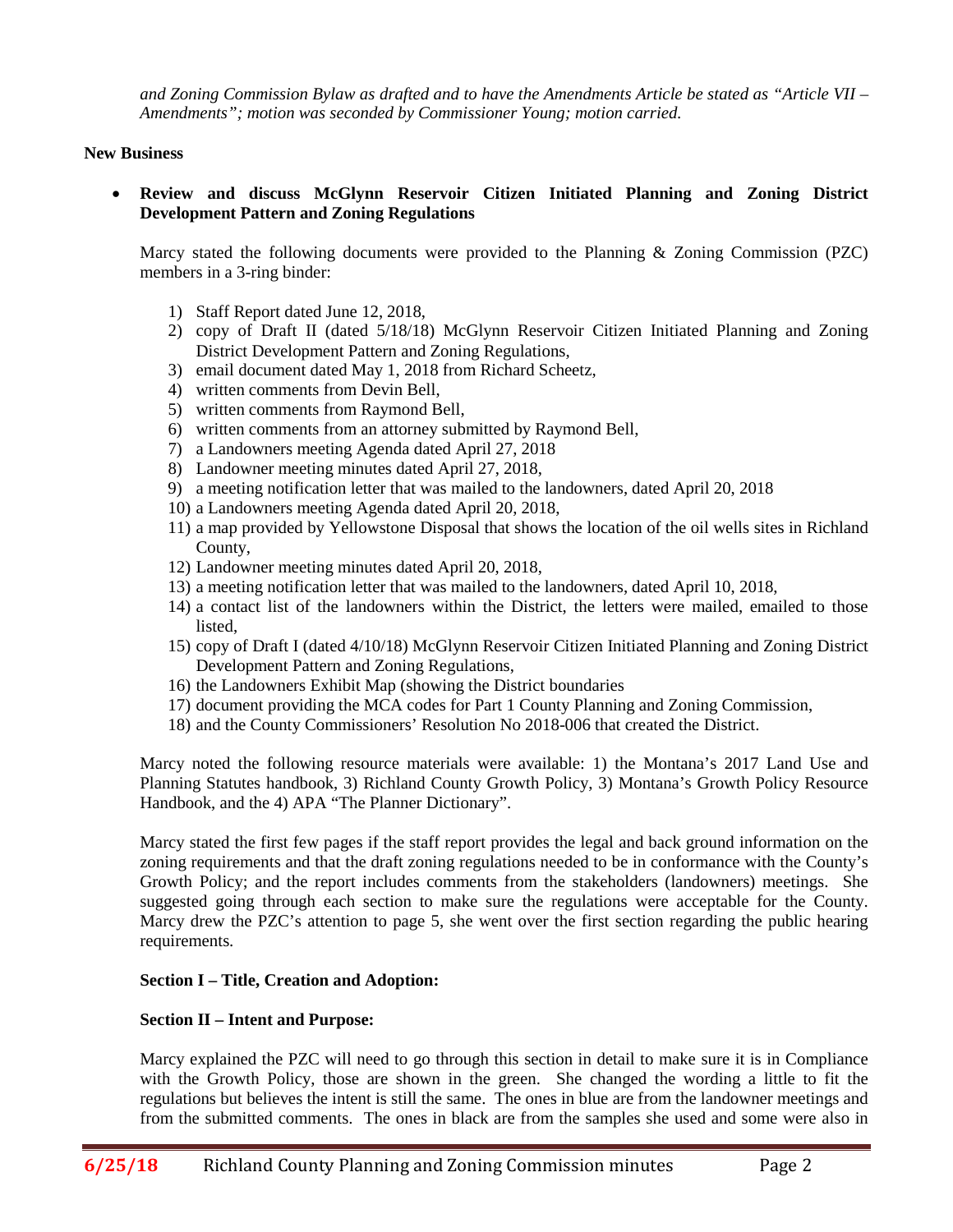*and Zoning Commission Bylaw as drafted and to have the Amendments Article be stated as "Article VII – Amendments"; motion was seconded by Commissioner Young; motion carried.*

**New Business**

- **Review and discuss McGlynn Reservoir Citizen Initiated Planning and Zoning District Development Pattern and Zoning Regulations**

  Marcy stated the following documents were provided to the Planning & Zoning Commission (PZC) members in a 3-ring binder:

  1) Staff Report dated June 12, 2018,
  2) copy of Draft II (dated 5/18/18) McGlynn Reservoir Citizen Initiated Planning and Zoning District Development Pattern and Zoning Regulations,
  3) email document dated May 1, 2018 from Richard Scheetz,
  4) written comments from Devin Bell,
  5) written comments from Raymond Bell,
  6) written comments from an attorney submitted by Raymond Bell,
  7) a Landowners meeting Agenda dated April 27, 2018
  8) Landowner meeting minutes dated April 27, 2018,
  9) a meeting notification letter that was mailed to the landowners, dated April 20, 2018
  10) a Landowners meeting Agenda dated April 20, 2018,
  11) a map provided by Yellowstone Disposal that shows the location of the oil wells sites in Richland County,
  12) Landowner meeting minutes dated April 20, 2018,
  13) a meeting notification letter that was mailed to the landowners, dated April 10, 2018,
  14) a contact list of the landowners within the District, the letters were mailed, emailed to those listed,
  15) copy of Draft I (dated 4/10/18) McGlynn Reservoir Citizen Initiated Planning and Zoning District Development Pattern and Zoning Regulations,
  16) the Landowners Exhibit Map (showing the District boundaries
  17) document providing the MCA codes for Part 1 County Planning and Zoning Commission,
  18) and the County Commissioners' Resolution No 2018-006 that created the District.

  Marcy noted the following resource materials were available: 1) the Montana's 2017 Land Use and Planning Statutes handbook, 3) Richland County Growth Policy, 3) Montana's Growth Policy Resource Handbook, and the 4) APA "The Planner Dictionary".

  Marcy stated the first few pages if the staff report provides the legal and back ground information on the zoning requirements and that the draft zoning regulations needed to be in conformance with the County's Growth Policy; and the report includes comments from the stakeholders (landowners) meetings. She suggested going through each section to make sure the regulations were acceptable for the County. Marcy drew the PZC's attention to page 5, she went over the first section regarding the public hearing requirements.

  **Section I – Title, Creation and Adoption:**

  **Section II – Intent and Purpose:**

  Marcy explained the PZC will need to go through this section in detail to make sure it is in Compliance with the Growth Policy, those are shown in the green. She changed the wording a little to fit the regulations but believes the intent is still the same. The ones in blue are from the landowner meetings and from the submitted comments. The ones in black are from the samples she used and some were also in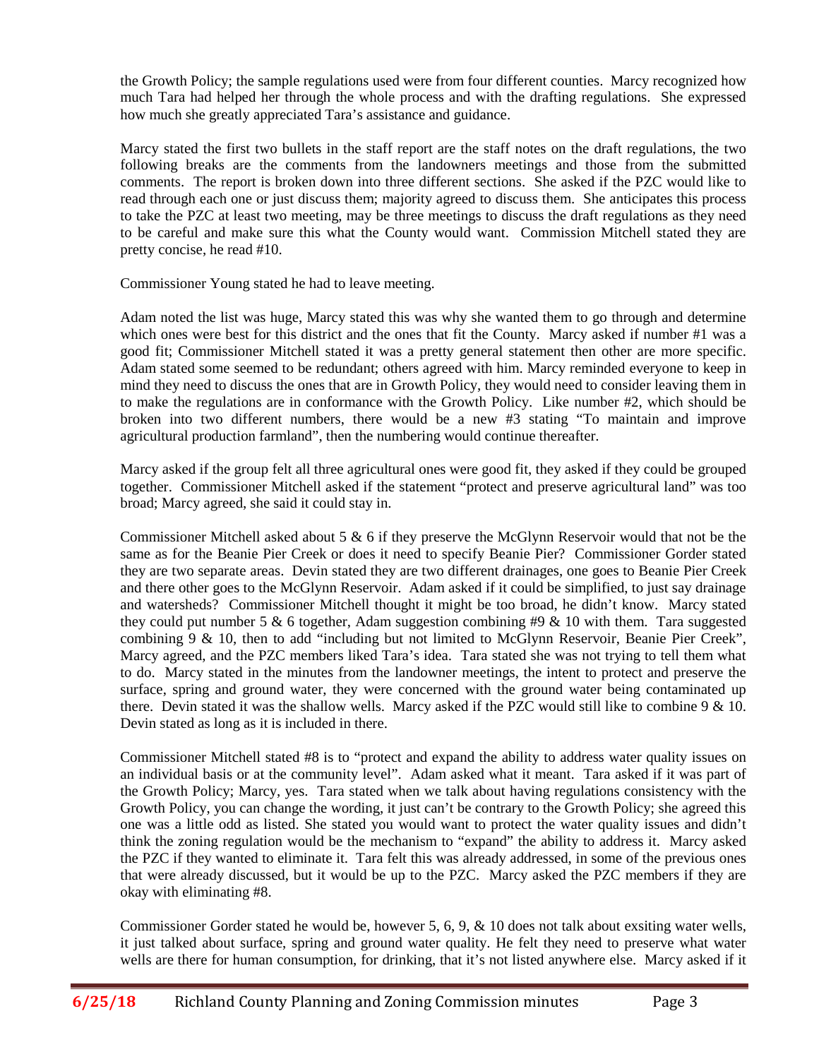the Growth Policy; the sample regulations used were from four different counties. Marcy recognized how much Tara had helped her through the whole process and with the drafting regulations. She expressed how much she greatly appreciated Tara's assistance and guidance.

Marcy stated the first two bullets in the staff report are the staff notes on the draft regulations, the two following breaks are the comments from the landowners meetings and those from the submitted comments. The report is broken down into three different sections. She asked if the PZC would like to read through each one or just discuss them; majority agreed to discuss them. She anticipates this process to take the PZC at least two meeting, may be three meetings to discuss the draft regulations as they need to be careful and make sure this what the County would want. Commission Mitchell stated they are pretty concise, he read #10.

Commissioner Young stated he had to leave meeting.

Adam noted the list was huge, Marcy stated this was why she wanted them to go through and determine which ones were best for this district and the ones that fit the County. Marcy asked if number #1 was a good fit; Commissioner Mitchell stated it was a pretty general statement then other are more specific. Adam stated some seemed to be redundant; others agreed with him. Marcy reminded everyone to keep in mind they need to discuss the ones that are in Growth Policy, they would need to consider leaving them in to make the regulations are in conformance with the Growth Policy. Like number #2, which should be broken into two different numbers, there would be a new #3 stating "To maintain and improve agricultural production farmland", then the numbering would continue thereafter.

Marcy asked if the group felt all three agricultural ones were good fit, they asked if they could be grouped together. Commissioner Mitchell asked if the statement "protect and preserve agricultural land" was too broad; Marcy agreed, she said it could stay in.

Commissioner Mitchell asked about 5 & 6 if they preserve the McGlynn Reservoir would that not be the same as for the Beanie Pier Creek or does it need to specify Beanie Pier? Commissioner Gorder stated they are two separate areas. Devin stated they are two different drainages, one goes to Beanie Pier Creek and there other goes to the McGlynn Reservoir. Adam asked if it could be simplified, to just say drainage and watersheds? Commissioner Mitchell thought it might be too broad, he didn't know. Marcy stated they could put number 5 & 6 together, Adam suggestion combining #9 & 10 with them. Tara suggested combining 9 & 10, then to add "including but not limited to McGlynn Reservoir, Beanie Pier Creek", Marcy agreed, and the PZC members liked Tara's idea. Tara stated she was not trying to tell them what to do. Marcy stated in the minutes from the landowner meetings, the intent to protect and preserve the surface, spring and ground water, they were concerned with the ground water being contaminated up there. Devin stated it was the shallow wells. Marcy asked if the PZC would still like to combine 9 & 10. Devin stated as long as it is included in there.

Commissioner Mitchell stated #8 is to "protect and expand the ability to address water quality issues on an individual basis or at the community level". Adam asked what it meant. Tara asked if it was part of the Growth Policy; Marcy, yes. Tara stated when we talk about having regulations consistency with the Growth Policy, you can change the wording, it just can't be contrary to the Growth Policy; she agreed this one was a little odd as listed. She stated you would want to protect the water quality issues and didn't think the zoning regulation would be the mechanism to "expand" the ability to address it. Marcy asked the PZC if they wanted to eliminate it. Tara felt this was already addressed, in some of the previous ones that were already discussed, but it would be up to the PZC. Marcy asked the PZC members if they are okay with eliminating #8.

Commissioner Gorder stated he would be, however 5, 6, 9, & 10 does not talk about exsiting water wells, it just talked about surface, spring and ground water quality. He felt they need to preserve what water wells are there for human consumption, for drinking, that it's not listed anywhere else. Marcy asked if it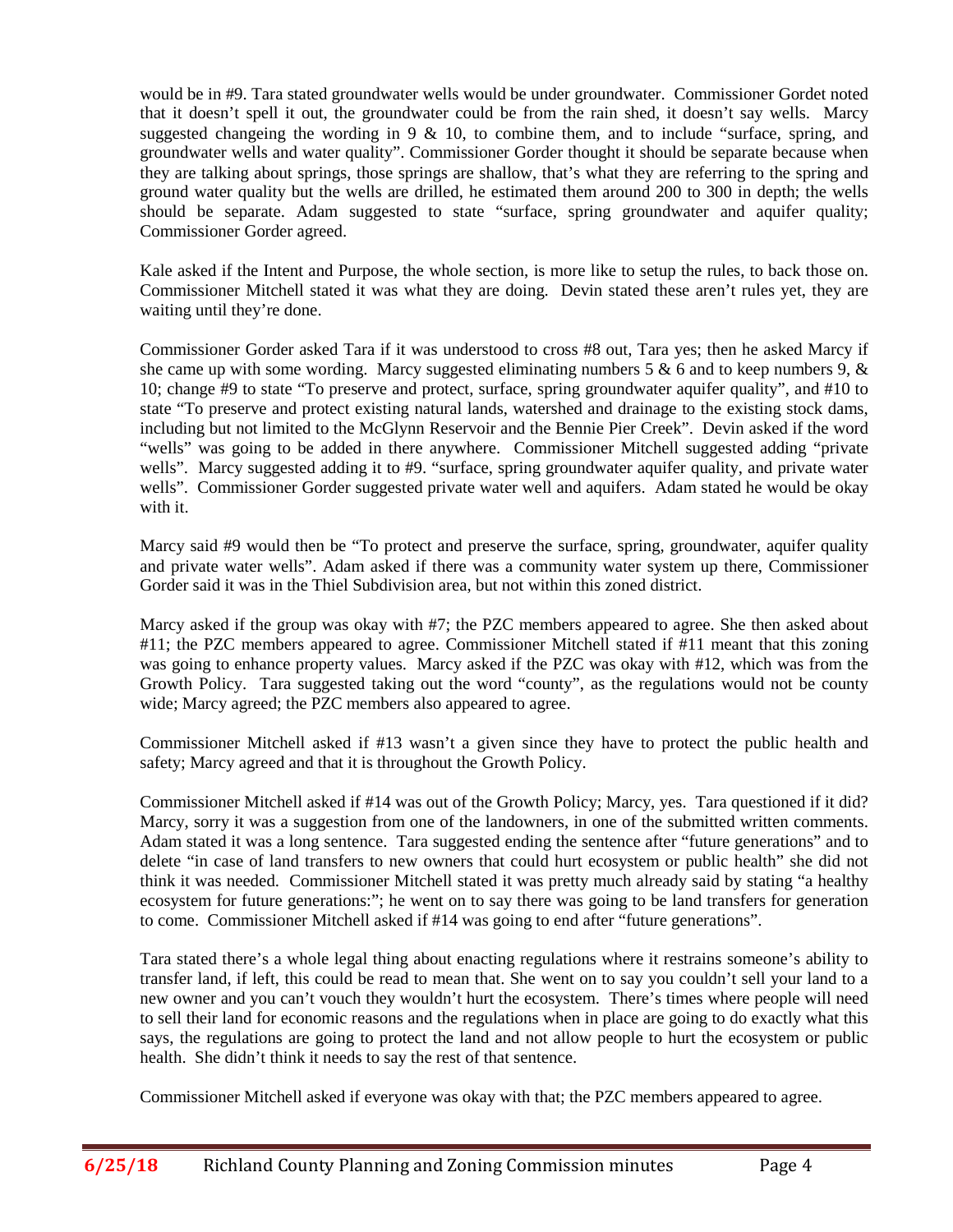would be in #9. Tara stated groundwater wells would be under groundwater. Commissioner Gordet noted that it doesn't spell it out, the groundwater could be from the rain shed, it doesn't say wells. Marcy suggested changeing the wording in 9 & 10, to combine them, and to include "surface, spring, and groundwater wells and water quality". Commissioner Gorder thought it should be separate because when they are talking about springs, those springs are shallow, that's what they are referring to the spring and ground water quality but the wells are drilled, he estimated them around 200 to 300 in depth; the wells should be separate. Adam suggested to state "surface, spring groundwater and aquifer quality; Commissioner Gorder agreed.

Kale asked if the Intent and Purpose, the whole section, is more like to setup the rules, to back those on. Commissioner Mitchell stated it was what they are doing. Devin stated these aren't rules yet, they are waiting until they're done.

Commissioner Gorder asked Tara if it was understood to cross #8 out, Tara yes; then he asked Marcy if she came up with some wording. Marcy suggested eliminating numbers 5 & 6 and to keep numbers 9, & 10; change #9 to state "To preserve and protect, surface, spring groundwater aquifer quality", and #10 to state "To preserve and protect existing natural lands, watershed and drainage to the existing stock dams, including but not limited to the McGlynn Reservoir and the Bennie Pier Creek". Devin asked if the word "wells" was going to be added in there anywhere. Commissioner Mitchell suggested adding "private wells". Marcy suggested adding it to #9. "surface, spring groundwater aquifer quality, and private water wells". Commissioner Gorder suggested private water well and aquifers. Adam stated he would be okay with it.

Marcy said #9 would then be "To protect and preserve the surface, spring, groundwater, aquifer quality and private water wells". Adam asked if there was a community water system up there, Commissioner Gorder said it was in the Thiel Subdivision area, but not within this zoned district.

Marcy asked if the group was okay with #7; the PZC members appeared to agree. She then asked about #11; the PZC members appeared to agree. Commissioner Mitchell stated if #11 meant that this zoning was going to enhance property values. Marcy asked if the PZC was okay with #12, which was from the Growth Policy. Tara suggested taking out the word "county", as the regulations would not be county wide; Marcy agreed; the PZC members also appeared to agree.

Commissioner Mitchell asked if #13 wasn't a given since they have to protect the public health and safety; Marcy agreed and that it is throughout the Growth Policy.

Commissioner Mitchell asked if #14 was out of the Growth Policy; Marcy, yes. Tara questioned if it did? Marcy, sorry it was a suggestion from one of the landowners, in one of the submitted written comments. Adam stated it was a long sentence. Tara suggested ending the sentence after "future generations" and to delete "in case of land transfers to new owners that could hurt ecosystem or public health" she did not think it was needed. Commissioner Mitchell stated it was pretty much already said by stating "a healthy ecosystem for future generations:"; he went on to say there was going to be land transfers for generation to come. Commissioner Mitchell asked if #14 was going to end after "future generations".

Tara stated there's a whole legal thing about enacting regulations where it restrains someone's ability to transfer land, if left, this could be read to mean that. She went on to say you couldn't sell your land to a new owner and you can't vouch they wouldn't hurt the ecosystem. There's times where people will need to sell their land for economic reasons and the regulations when in place are going to do exactly what this says, the regulations are going to protect the land and not allow people to hurt the ecosystem or public health. She didn't think it needs to say the rest of that sentence.

Commissioner Mitchell asked if everyone was okay with that; the PZC members appeared to agree.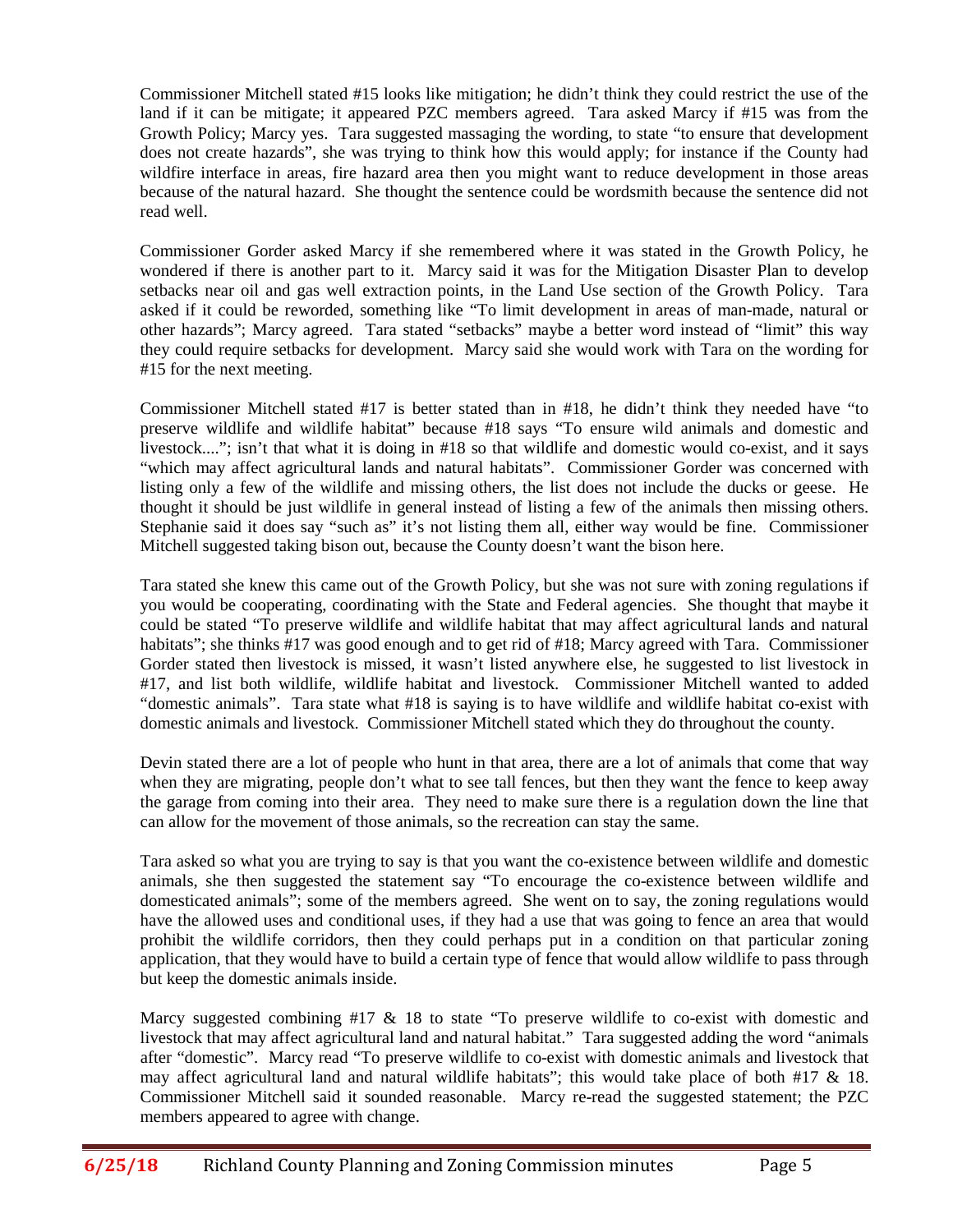Commissioner Mitchell stated #15 looks like mitigation; he didn't think they could restrict the use of the land if it can be mitigate; it appeared PZC members agreed. Tara asked Marcy if #15 was from the Growth Policy; Marcy yes. Tara suggested massaging the wording, to state "to ensure that development does not create hazards", she was trying to think how this would apply; for instance if the County had wildfire interface in areas, fire hazard area then you might want to reduce development in those areas because of the natural hazard. She thought the sentence could be wordsmith because the sentence did not read well.

Commissioner Gorder asked Marcy if she remembered where it was stated in the Growth Policy, he wondered if there is another part to it. Marcy said it was for the Mitigation Disaster Plan to develop setbacks near oil and gas well extraction points, in the Land Use section of the Growth Policy. Tara asked if it could be reworded, something like "To limit development in areas of man-made, natural or other hazards"; Marcy agreed. Tara stated "setbacks" maybe a better word instead of "limit" this way they could require setbacks for development. Marcy said she would work with Tara on the wording for #15 for the next meeting.

Commissioner Mitchell stated #17 is better stated than in #18, he didn't think they needed have "to preserve wildlife and wildlife habitat" because #18 says "To ensure wild animals and domestic and livestock...."; isn't that what it is doing in #18 so that wildlife and domestic would co-exist, and it says "which may affect agricultural lands and natural habitats". Commissioner Gorder was concerned with listing only a few of the wildlife and missing others, the list does not include the ducks or geese. He thought it should be just wildlife in general instead of listing a few of the animals then missing others. Stephanie said it does say "such as" it's not listing them all, either way would be fine. Commissioner Mitchell suggested taking bison out, because the County doesn't want the bison here.

Tara stated she knew this came out of the Growth Policy, but she was not sure with zoning regulations if you would be cooperating, coordinating with the State and Federal agencies. She thought that maybe it could be stated "To preserve wildlife and wildlife habitat that may affect agricultural lands and natural habitats"; she thinks #17 was good enough and to get rid of #18; Marcy agreed with Tara. Commissioner Gorder stated then livestock is missed, it wasn't listed anywhere else, he suggested to list livestock in #17, and list both wildlife, wildlife habitat and livestock. Commissioner Mitchell wanted to added "domestic animals". Tara state what #18 is saying is to have wildlife and wildlife habitat co-exist with domestic animals and livestock. Commissioner Mitchell stated which they do throughout the county.

Devin stated there are a lot of people who hunt in that area, there are a lot of animals that come that way when they are migrating, people don't what to see tall fences, but then they want the fence to keep away the garage from coming into their area. They need to make sure there is a regulation down the line that can allow for the movement of those animals, so the recreation can stay the same.

Tara asked so what you are trying to say is that you want the co-existence between wildlife and domestic animals, she then suggested the statement say "To encourage the co-existence between wildlife and domesticated animals"; some of the members agreed. She went on to say, the zoning regulations would have the allowed uses and conditional uses, if they had a use that was going to fence an area that would prohibit the wildlife corridors, then they could perhaps put in a condition on that particular zoning application, that they would have to build a certain type of fence that would allow wildlife to pass through but keep the domestic animals inside.

Marcy suggested combining #17 & 18 to state "To preserve wildlife to co-exist with domestic and livestock that may affect agricultural land and natural habitat." Tara suggested adding the word "animals after "domestic". Marcy read "To preserve wildlife to co-exist with domestic animals and livestock that may affect agricultural land and natural wildlife habitats"; this would take place of both #17 & 18. Commissioner Mitchell said it sounded reasonable. Marcy re-read the suggested statement; the PZC members appeared to agree with change.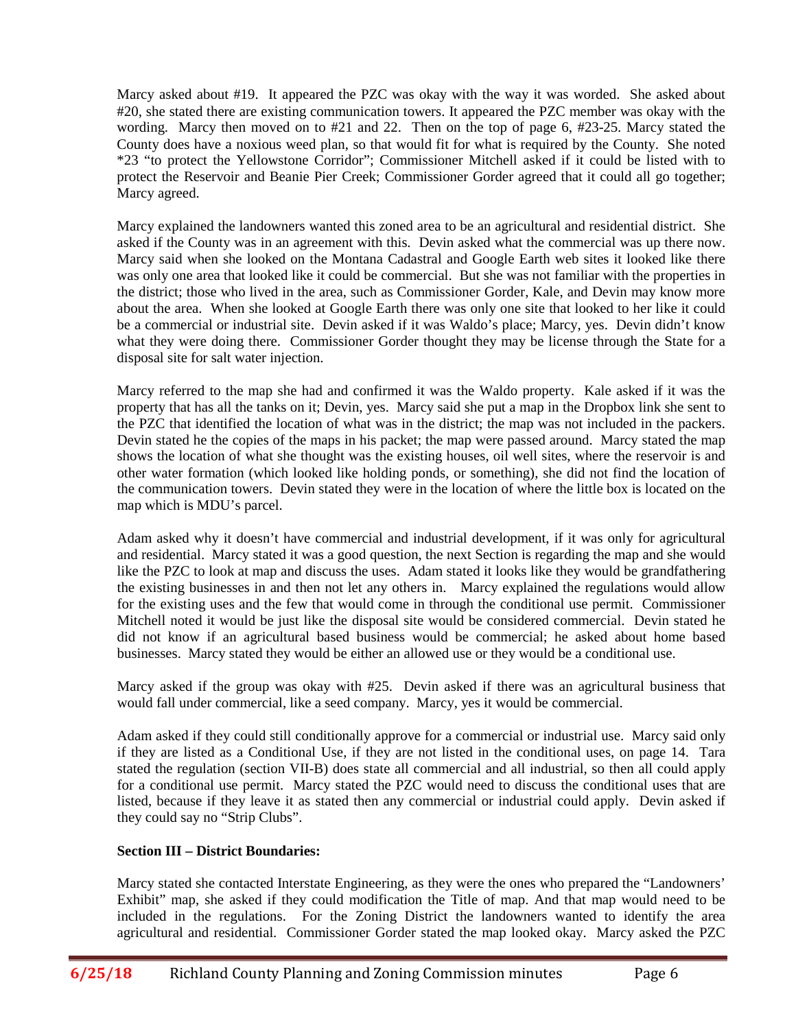Marcy asked about #19. It appeared the PZC was okay with the way it was worded. She asked about #20, she stated there are existing communication towers. It appeared the PZC member was okay with the wording. Marcy then moved on to #21 and 22. Then on the top of page 6, #23-25. Marcy stated the County does have a noxious weed plan, so that would fit for what is required by the County. She noted *23 "to protect the Yellowstone Corridor"; Commissioner Mitchell asked if it could be listed with to protect the Reservoir and Beanie Pier Creek; Commissioner Gorder agreed that it could all go together; Marcy agreed.

Marcy explained the landowners wanted this zoned area to be an agricultural and residential district. She asked if the County was in an agreement with this. Devin asked what the commercial was up there now. Marcy said when she looked on the Montana Cadastral and Google Earth web sites it looked like there was only one area that looked like it could be commercial. But she was not familiar with the properties in the district; those who lived in the area, such as Commissioner Gorder, Kale, and Devin may know more about the area. When she looked at Google Earth there was only one site that looked to her like it could be a commercial or industrial site. Devin asked if it was Waldo's place; Marcy, yes. Devin didn't know what they were doing there. Commissioner Gorder thought they may be license through the State for a disposal site for salt water injection.

Marcy referred to the map she had and confirmed it was the Waldo property. Kale asked if it was the property that has all the tanks on it; Devin, yes. Marcy said she put a map in the Dropbox link she sent to the PZC that identified the location of what was in the district; the map was not included in the packers. Devin stated he the copies of the maps in his packet; the map were passed around. Marcy stated the map shows the location of what she thought was the existing houses, oil well sites, where the reservoir is and other water formation (which looked like holding ponds, or something), she did not find the location of the communication towers. Devin stated they were in the location of where the little box is located on the map which is MDU's parcel.

Adam asked why it doesn't have commercial and industrial development, if it was only for agricultural and residential. Marcy stated it was a good question, the next Section is regarding the map and she would like the PZC to look at map and discuss the uses. Adam stated it looks like they would be grandfathering the existing businesses in and then not let any others in. Marcy explained the regulations would allow for the existing uses and the few that would come in through the conditional use permit. Commissioner Mitchell noted it would be just like the disposal site would be considered commercial. Devin stated he did not know if an agricultural based business would be commercial; he asked about home based businesses. Marcy stated they would be either an allowed use or they would be a conditional use.

Marcy asked if the group was okay with #25. Devin asked if there was an agricultural business that would fall under commercial, like a seed company. Marcy, yes it would be commercial.

Adam asked if they could still conditionally approve for a commercial or industrial use. Marcy said only if they are listed as a Conditional Use, if they are not listed in the conditional uses, on page 14. Tara stated the regulation (section VII-B) does state all commercial and all industrial, so then all could apply for a conditional use permit. Marcy stated the PZC would need to discuss the conditional uses that are listed, because if they leave it as stated then any commercial or industrial could apply. Devin asked if they could say no "Strip Clubs".

**Section III – District Boundaries:**

Marcy stated she contacted Interstate Engineering, as they were the ones who prepared the "Landowners' Exhibit" map, she asked if they could modification the Title of map. And that map would need to be included in the regulations. For the Zoning District the landowners wanted to identify the area agricultural and residential. Commissioner Gorder stated the map looked okay. Marcy asked the PZC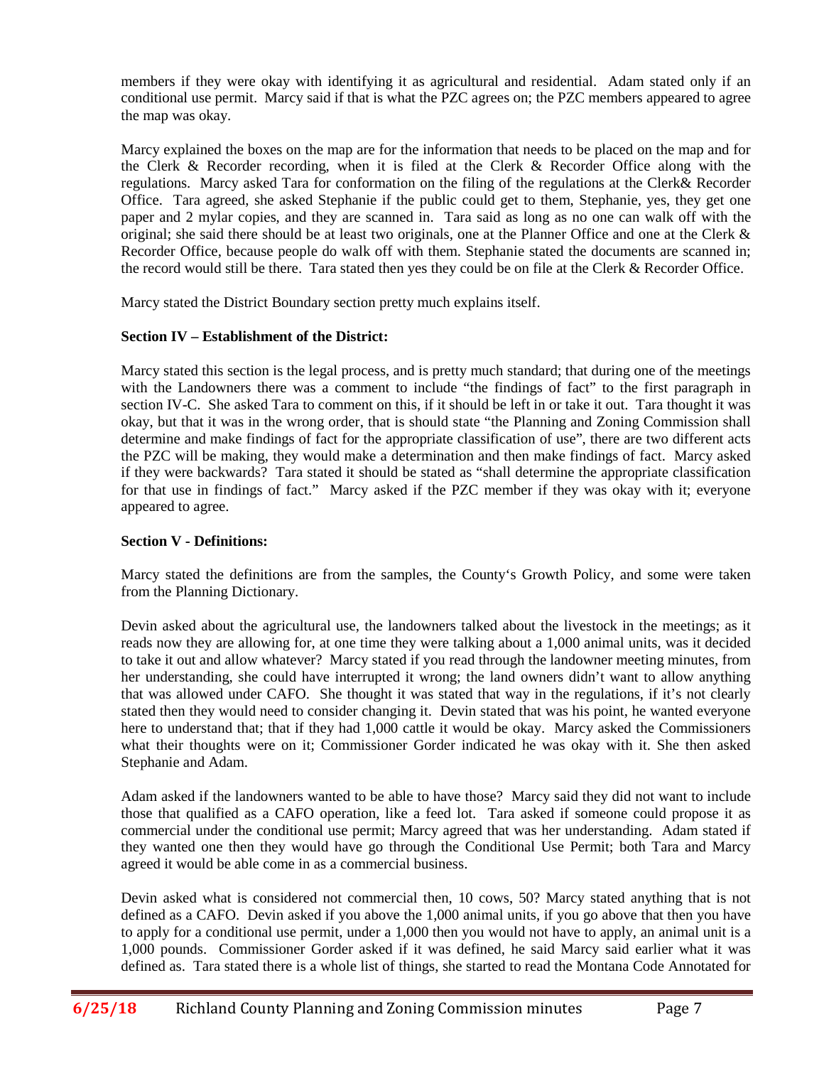members if they were okay with identifying it as agricultural and residential. Adam stated only if an conditional use permit. Marcy said if that is what the PZC agrees on; the PZC members appeared to agree the map was okay.

Marcy explained the boxes on the map are for the information that needs to be placed on the map and for the Clerk & Recorder recording, when it is filed at the Clerk & Recorder Office along with the regulations. Marcy asked Tara for conformation on the filing of the regulations at the Clerk& Recorder Office. Tara agreed, she asked Stephanie if the public could get to them, Stephanie, yes, they get one paper and 2 mylar copies, and they are scanned in. Tara said as long as no one can walk off with the original; she said there should be at least two originals, one at the Planner Office and one at the Clerk & Recorder Office, because people do walk off with them. Stephanie stated the documents are scanned in; the record would still be there. Tara stated then yes they could be on file at the Clerk & Recorder Office.

Marcy stated the District Boundary section pretty much explains itself.

**Section IV – Establishment of the District:**

Marcy stated this section is the legal process, and is pretty much standard; that during one of the meetings with the Landowners there was a comment to include "the findings of fact" to the first paragraph in section IV-C. She asked Tara to comment on this, if it should be left in or take it out. Tara thought it was okay, but that it was in the wrong order, that is should state "the Planning and Zoning Commission shall determine and make findings of fact for the appropriate classification of use", there are two different acts the PZC will be making, they would make a determination and then make findings of fact. Marcy asked if they were backwards? Tara stated it should be stated as "shall determine the appropriate classification for that use in findings of fact." Marcy asked if the PZC member if they was okay with it; everyone appeared to agree.

**Section V - Definitions:**

Marcy stated the definitions are from the samples, the County's Growth Policy, and some were taken from the Planning Dictionary.

Devin asked about the agricultural use, the landowners talked about the livestock in the meetings; as it reads now they are allowing for, at one time they were talking about a 1,000 animal units, was it decided to take it out and allow whatever? Marcy stated if you read through the landowner meeting minutes, from her understanding, she could have interrupted it wrong; the land owners didn't want to allow anything that was allowed under CAFO. She thought it was stated that way in the regulations, if it's not clearly stated then they would need to consider changing it. Devin stated that was his point, he wanted everyone here to understand that; that if they had 1,000 cattle it would be okay. Marcy asked the Commissioners what their thoughts were on it; Commissioner Gorder indicated he was okay with it. She then asked Stephanie and Adam.

Adam asked if the landowners wanted to be able to have those? Marcy said they did not want to include those that qualified as a CAFO operation, like a feed lot. Tara asked if someone could propose it as commercial under the conditional use permit; Marcy agreed that was her understanding. Adam stated if they wanted one then they would have go through the Conditional Use Permit; both Tara and Marcy agreed it would be able come in as a commercial business.

Devin asked what is considered not commercial then, 10 cows, 50? Marcy stated anything that is not defined as a CAFO. Devin asked if you above the 1,000 animal units, if you go above that then you have to apply for a conditional use permit, under a 1,000 then you would not have to apply, an animal unit is a 1,000 pounds. Commissioner Gorder asked if it was defined, he said Marcy said earlier what it was defined as. Tara stated there is a whole list of things, she started to read the Montana Code Annotated for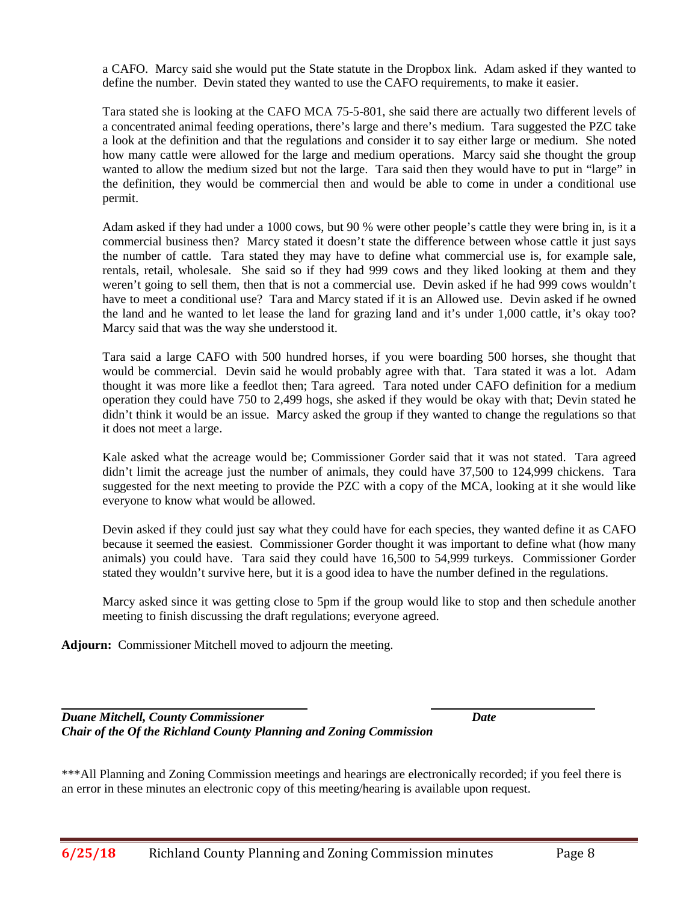a CAFO. Marcy said she would put the State statute in the Dropbox link. Adam asked if they wanted to define the number. Devin stated they wanted to use the CAFO requirements, to make it easier.

Tara stated she is looking at the CAFO MCA 75-5-801, she said there are actually two different levels of a concentrated animal feeding operations, there's large and there's medium. Tara suggested the PZC take a look at the definition and that the regulations and consider it to say either large or medium. She noted how many cattle were allowed for the large and medium operations. Marcy said she thought the group wanted to allow the medium sized but not the large. Tara said then they would have to put in "large" in the definition, they would be commercial then and would be able to come in under a conditional use permit.

Adam asked if they had under a 1000 cows, but 90 % were other people's cattle they were bring in, is it a commercial business then? Marcy stated it doesn't state the difference between whose cattle it just says the number of cattle. Tara stated they may have to define what commercial use is, for example sale, rentals, retail, wholesale. She said so if they had 999 cows and they liked looking at them and they weren't going to sell them, then that is not a commercial use. Devin asked if he had 999 cows wouldn't have to meet a conditional use? Tara and Marcy stated if it is an Allowed use. Devin asked if he owned the land and he wanted to let lease the land for grazing land and it's under 1,000 cattle, it's okay too? Marcy said that was the way she understood it.

Tara said a large CAFO with 500 hundred horses, if you were boarding 500 horses, she thought that would be commercial. Devin said he would probably agree with that. Tara stated it was a lot. Adam thought it was more like a feedlot then; Tara agreed. Tara noted under CAFO definition for a medium operation they could have 750 to 2,499 hogs, she asked if they would be okay with that; Devin stated he didn't think it would be an issue. Marcy asked the group if they wanted to change the regulations so that it does not meet a large.

Kale asked what the acreage would be; Commissioner Gorder said that it was not stated. Tara agreed didn't limit the acreage just the number of animals, they could have 37,500 to 124,999 chickens. Tara suggested for the next meeting to provide the PZC with a copy of the MCA, looking at it she would like everyone to know what would be allowed.

Devin asked if they could just say what they could have for each species, they wanted define it as CAFO because it seemed the easiest. Commissioner Gorder thought it was important to define what (how many animals) you could have. Tara said they could have 16,500 to 54,999 turkeys. Commissioner Gorder stated they wouldn't survive here, but it is a good idea to have the number defined in the regulations.

Marcy asked since it was getting close to 5pm if the group would like to stop and then schedule another meeting to finish discussing the draft regulations; everyone agreed.

**Adjourn:** Commissioner Mitchell moved to adjourn the meeting.

______________________________ ______________________

***Duane Mitchell, County Commissioner*** ***Date***
***Chair of the Of the Richland County Planning and Zoning Commission***

***All Planning and Zoning Commission meetings and hearings are electronically recorded; if you feel there is an error in these minutes an electronic copy of this meeting/hearing is available upon request.